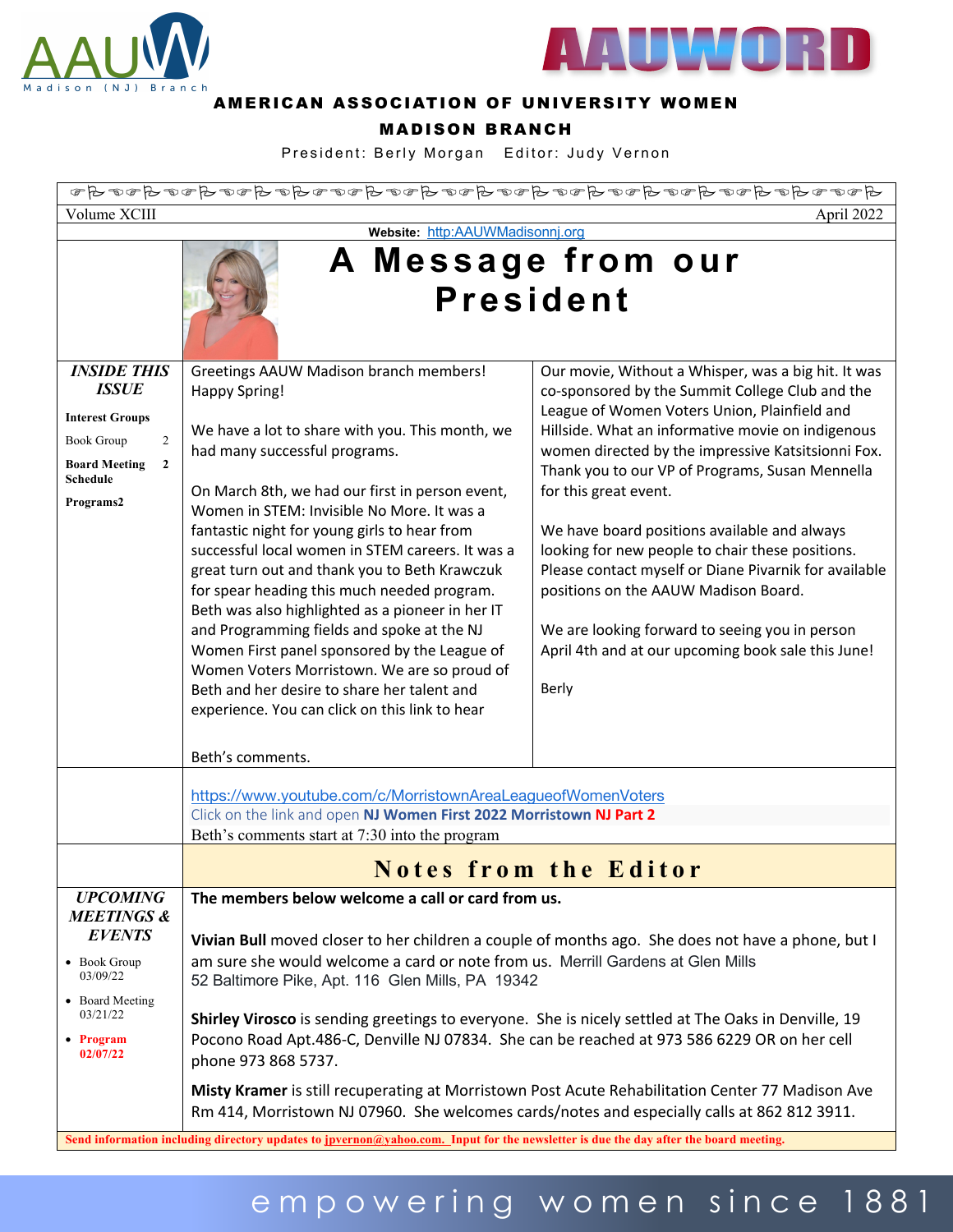# AAUWORD

**AMERICAN ASSOCIATION OF UNIVERSITY WOMEN**

**MADISON BRANCH**

President: Berly Morgan   Editor: Judy Vernon

Volume XCIII  April 2022

**Website:** http:AAUWMadisonnj.org

## A Message from our President

Greetings AAUW Madison branch members! Happy Spring!

We have a lot to share with you. This month, we had many successful programs.

On March 8th, we had our first in person event, Women in STEM: Invisible No More. It was a fantastic night for young girls to hear from successful local women in STEM careers. It was a great turn out and thank you to Beth Krawczuk for spear heading this much needed program. Beth was also highlighted as a pioneer in her IT and Programming fields and spoke at the NJ Women First panel sponsored by the League of Women Voters Morristown. We are so proud of Beth and her desire to share her talent and experience. You can click on this link to hear

Beth's comments.

Our movie, Without a Whisper, was a big hit. It was co-sponsored by the Summit College Club and the League of Women Voters Union, Plainfield and Hillside. What an informative movie on indigenous women directed by the impressive Katsitsionni Fox. Thank you to our VP of Programs, Susan Mennella for this great event.

We have board positions available and always looking for new people to chair these positions. Please contact myself or Diane Pivarnik for available positions on the AAUW Madison Board.

We are looking forward to seeing you in person April 4th and at our upcoming book sale this June!

Berly

https://www.youtube.com/c/MorristownAreaLeagueofWomenVoters

Click on the link and open **NJ Women First 2022 Morristown NJ Part 2**

Beth's comments start at 7:30 into the program

### *INSIDE THIS ISSUE*

**Interest Groups**

- Book Group 2
- **Board Meeting Schedule 2**
- **Programs2**

### *UPCOMING MEETINGS & EVENTS*

- Book Group 03/09/22
- Board Meeting 03/21/22
- **Program 02/07/22**

## Notes from the Editor

**The members below welcome a call or card from us.**

**Vivian Bull** moved closer to her children a couple of months ago. She does not have a phone, but I am sure she would welcome a card or note from us. Merrill Gardens at Glen Mills 52 Baltimore Pike, Apt. 116 Glen Mills, PA 19342

**Shirley Virosco** is sending greetings to everyone. She is nicely settled at The Oaks in Denville, 19 Pocono Road Apt.486-C, Denville NJ 07834. She can be reached at 973 586 6229 OR on her cell phone 973 868 5737.

**Misty Kramer** is still recuperating at Morristown Post Acute Rehabilitation Center 77 Madison Ave Rm 414, Morristown NJ 07960. She welcomes cards/notes and especially calls at 862 812 3911.

**Send information including directory updates to jpvernon@yahoo.com. Input for the newsletter is due the day after the board meeting.**

empowering women since 1881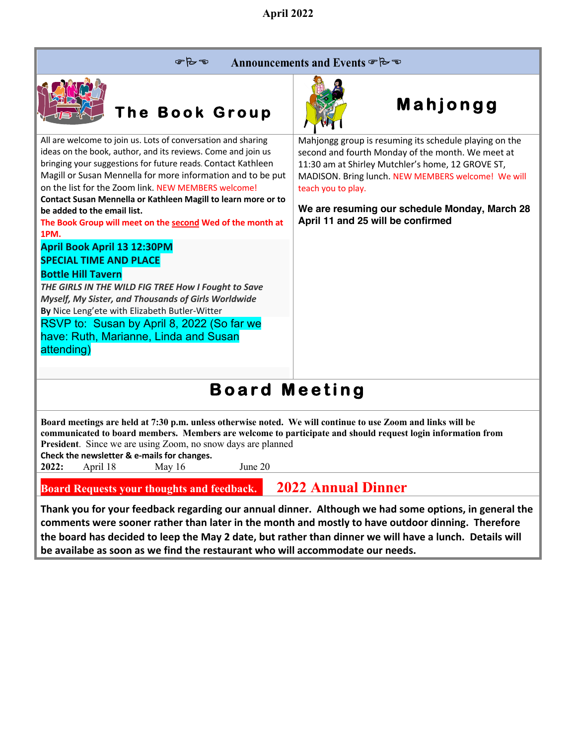April 2022

## ☞☜ Announcements and Events ☞☜

### The Book Group

All are welcome to join us. Lots of conversation and sharing ideas on the book, author, and its reviews. Come and join us bringing your suggestions for future reads. Contact Kathleen Magill or Susan Mennella for more information and to be put on the list for the Zoom link. NEW MEMBERS welcome!

**Contact Susan Mennella or Kathleen Magill to learn more or to be added to the email list.**

**The Book Group will meet on the second Wed of the month at 1PM.**

**April Book April 13 12:30PM**
**SPECIAL TIME AND PLACE**
**Bottle Hill Tavern**

***THE GIRLS IN THE WILD FIG TREE How I Fought to Save Myself, My Sister, and Thousands of Girls Worldwide***
**By** Nice Leng'ete with Elizabeth Butler-Witter

RSVP to: Susan by April 8, 2022 (So far we have: Ruth, Marianne, Linda and Susan attending)

### Mahjongg

Mahjongg group is resuming its schedule playing on the second and fourth Monday of the month. We meet at 11:30 am at Shirley Mutchler's home, 12 GROVE ST, MADISON. Bring lunch. NEW MEMBERS welcome! We will teach you to play.

**We are resuming our schedule Monday, March 28**
**April 11 and 25 will be confirmed**

## Board Meeting

**Board meetings are held at 7:30 p.m. unless otherwise noted. We will continue to use Zoom and links will be communicated to board members. Members are welcome to participate and should request login information from President**. Since we are using Zoom, no snow days are planned

**Check the newsletter & e-mails for changes.**

**2022:** April 18 May 16 June 20

**Board Requests your thoughts and feedback.** **2022 Annual Dinner**

**Thank you for your feedback regarding our annual dinner. Although we had some options, in general the comments were sooner rather than later in the month and mostly to have outdoor dinning. Therefore the board has decided to leep the May 2 date, but rather than dinner we will have a lunch. Details will be availabe as soon as we find the restaurant who will accommodate our needs.**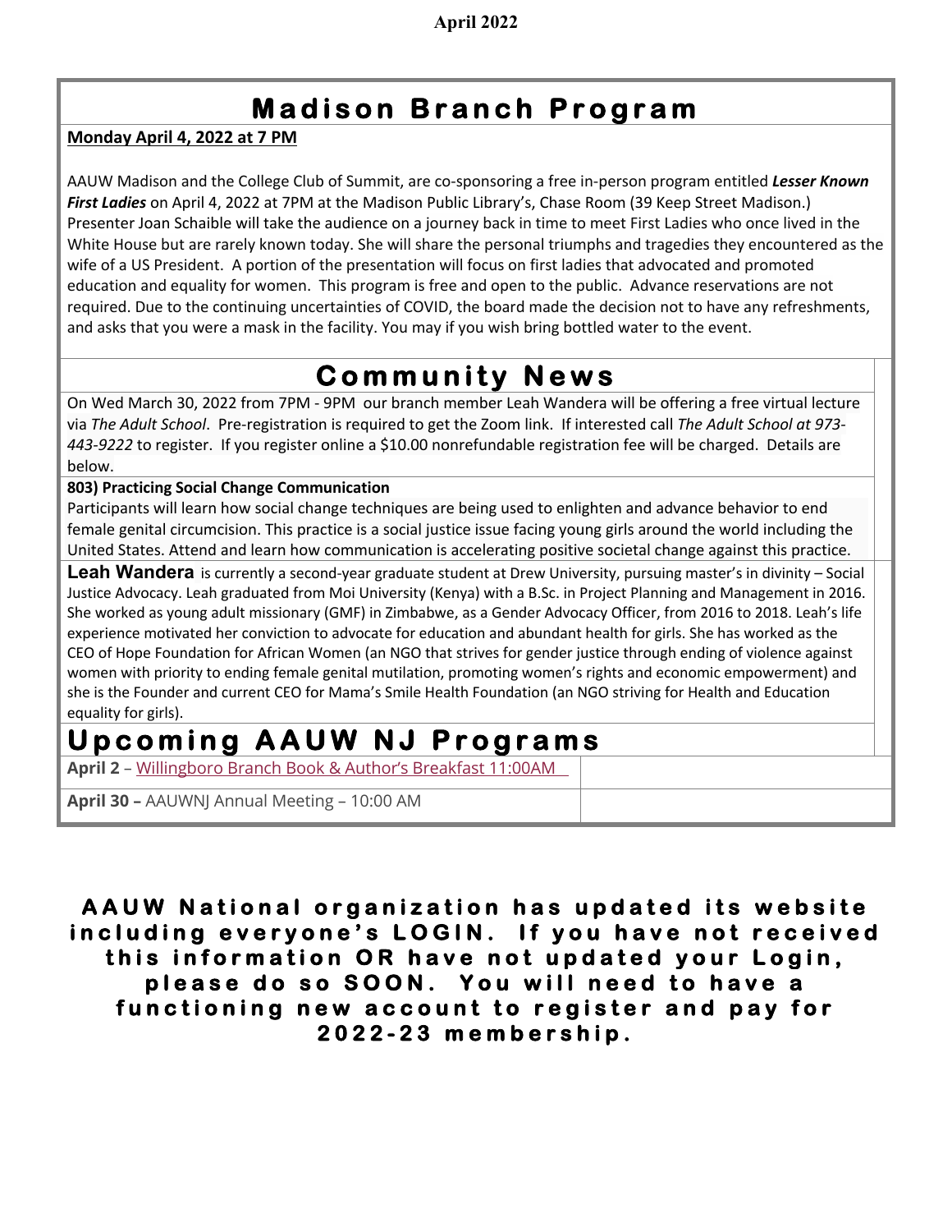## Madison Branch Program

**Monday April 4, 2022 at 7 PM**

AAUW Madison and the College Club of Summit, are co-sponsoring a free in-person program entitled ***Lesser Known First Ladies*** on April 4, 2022 at 7PM at the Madison Public Library's, Chase Room (39 Keep Street Madison.) Presenter Joan Schaible will take the audience on a journey back in time to meet First Ladies who once lived in the White House but are rarely known today. She will share the personal triumphs and tragedies they encountered as the wife of a US President. A portion of the presentation will focus on first ladies that advocated and promoted education and equality for women. This program is free and open to the public. Advance reservations are not required. Due to the continuing uncertainties of COVID, the board made the decision not to have any refreshments, and asks that you were a mask in the facility. You may if you wish bring bottled water to the event.

## Community News

On Wed March 30, 2022 from 7PM - 9PM our branch member Leah Wandera will be offering a free virtual lecture via *The Adult School*. Pre-registration is required to get the Zoom link. If interested call *The Adult School at 973-443-9222* to register. If you register online a $10.00 nonrefundable registration fee will be charged. Details are below.

**803) Practicing Social Change Communication**

Participants will learn how social change techniques are being used to enlighten and advance behavior to end female genital circumcision. This practice is a social justice issue facing young girls around the world including the United States. Attend and learn how communication is accelerating positive societal change against this practice.

**Leah Wandera** is currently a second-year graduate student at Drew University, pursuing master's in divinity – Social Justice Advocacy. Leah graduated from Moi University (Kenya) with a B.Sc. in Project Planning and Management in 2016. She worked as young adult missionary (GMF) in Zimbabwe, as a Gender Advocacy Officer, from 2016 to 2018. Leah's life experience motivated her conviction to advocate for education and abundant health for girls. She has worked as the CEO of Hope Foundation for African Women (an NGO that strives for gender justice through ending of violence against women with priority to ending female genital mutilation, promoting women's rights and economic empowerment) and she is the Founder and current CEO for Mama's Smile Health Foundation (an NGO striving for Health and Education equality for girls).

## Upcoming AAUW NJ Programs

**April 2** – Willingboro Branch Book & Author's Breakfast 11:00AM

**April 30 –** AAUWNJ Annual Meeting – 10:00 AM

**AAUW National organization has updated its website including everyone's LOGIN. If you have not received this information OR have not updated your Login, please do so SOON. You will need to have a functioning new account to register and pay for 2022-23 membership.**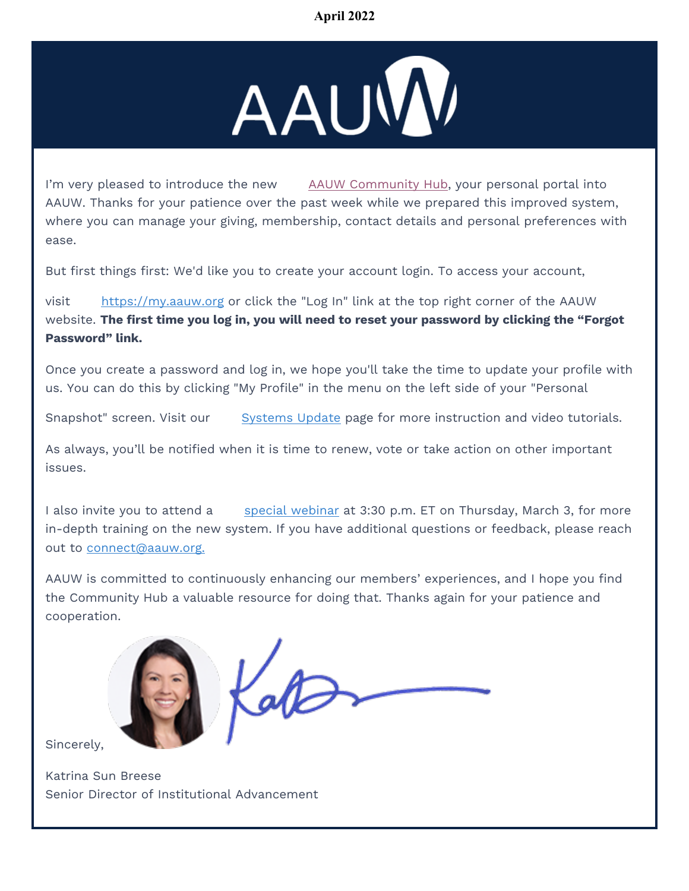**April 2022**

AAUW

I'm very pleased to introduce the new AAUW Community Hub, your personal portal into AAUW. Thanks for your patience over the past week while we prepared this improved system, where you can manage your giving, membership, contact details and personal preferences with ease.

But first things first: We'd like you to create your account login. To access your account, visit https://my.aauw.org or click the "Log In" link at the top right corner of the AAUW website. **The first time you log in, you will need to reset your password by clicking the "Forgot Password" link.**

Once you create a password and log in, we hope you'll take the time to update your profile with us. You can do this by clicking "My Profile" in the menu on the left side of your "Personal Snapshot" screen. Visit our Systems Update page for more instruction and video tutorials.

As always, you'll be notified when it is time to renew, vote or take action on other important issues.

I also invite you to attend a special webinar at 3:30 p.m. ET on Thursday, March 3, for more in-depth training on the new system. If you have additional questions or feedback, please reach out to connect@aauw.org.

AAUW is committed to continuously enhancing our members' experiences, and I hope you find the Community Hub a valuable resource for doing that. Thanks again for your patience and cooperation.

Sincerely,

Katrina Sun Breese
Senior Director of Institutional Advancement